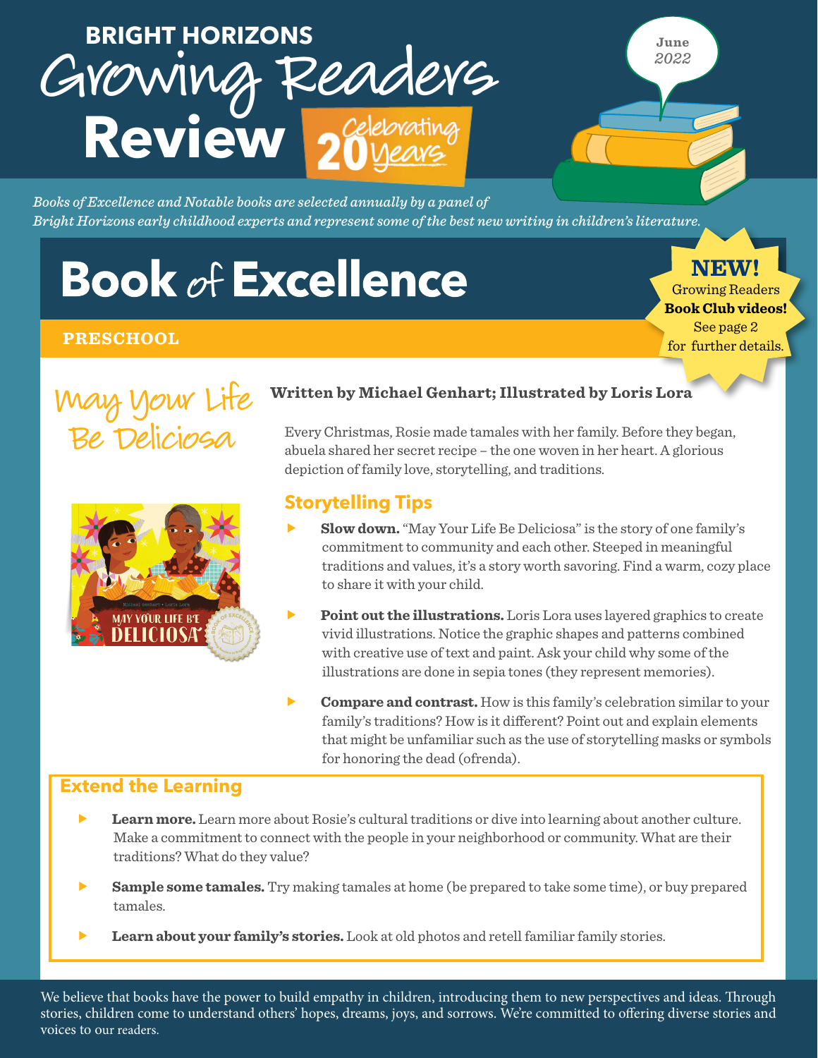# BRIGHT HORIZONS Growing Readers Review

Celebrating 20 Years

June 2022

*Books of Excellence and Notable books are selected annually by a panel of Bright Horizons early childhood experts and represent some of the best new writing in children's literature.*

# Book of Excellence

**NEW!** Growing Readers **Book Club videos!** See page 2 for further details.

## PRESCHOOL

### May Your Life Be Deliciosa

**Written by Michael Genhart; Illustrated by Loris Lora**

Every Christmas, Rosie made tamales with her family. Before they began, abuela shared her secret recipe – the one woven in her heart. A glorious depiction of family love, storytelling, and traditions.

### Storytelling Tips

- **Slow down.** "May Your Life Be Deliciosa" is the story of one family's commitment to community and each other. Steeped in meaningful traditions and values, it's a story worth savoring. Find a warm, cozy place to share it with your child.
- **Point out the illustrations.** Loris Lora uses layered graphics to create vivid illustrations. Notice the graphic shapes and patterns combined with creative use of text and paint. Ask your child why some of the illustrations are done in sepia tones (they represent memories).
- **Compare and contrast.** How is this family's celebration similar to your family's traditions? How is it different? Point out and explain elements that might be unfamiliar such as the use of storytelling masks or symbols for honoring the dead (ofrenda).

### Extend the Learning

- **Learn more.** Learn more about Rosie's cultural traditions or dive into learning about another culture. Make a commitment to connect with the people in your neighborhood or community. What are their traditions? What do they value?
- **Sample some tamales.** Try making tamales at home (be prepared to take some time), or buy prepared tamales.
- **Learn about your family's stories.** Look at old photos and retell familiar family stories.

We believe that books have the power to build empathy in children, introducing them to new perspectives and ideas. Through stories, children come to understand others' hopes, dreams, joys, and sorrows. We're committed to offering diverse stories and voices to our readers.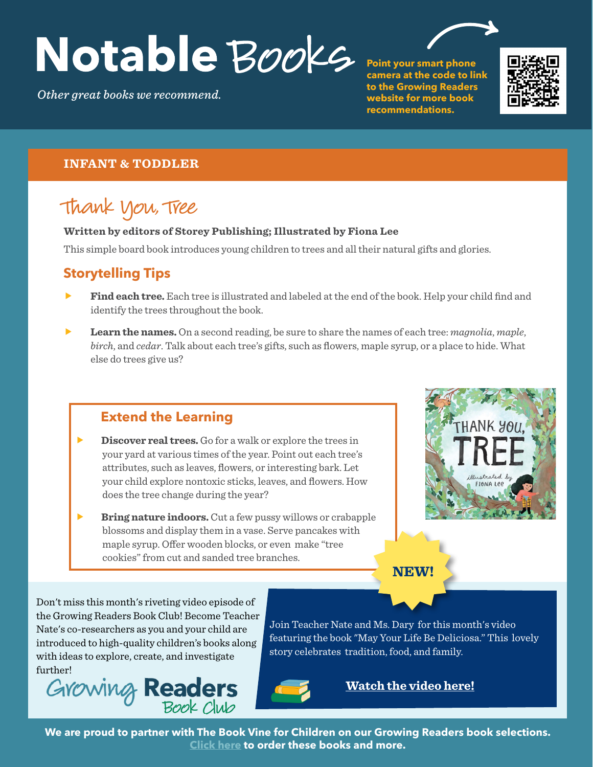# Notable Books

*Other great books we recommend.*

**Point your smart phone camera at the code to link to the Growing Readers website for more book recommendations.**

## INFANT & TODDLER

### Thank You, Tree

**Written by editors of Storey Publishing; Illustrated by Fiona Lee**

This simple board book introduces young children to trees and all their natural gifts and glories.

#### Storytelling Tips

- **Find each tree.** Each tree is illustrated and labeled at the end of the book. Help your child find and identify the trees throughout the book.
- **Learn the names.** On a second reading, be sure to share the names of each tree: *magnolia*, *maple*, *birch*, and *cedar*. Talk about each tree's gifts, such as flowers, maple syrup, or a place to hide. What else do trees give us?

#### Extend the Learning

- **Discover real trees.** Go for a walk or explore the trees in your yard at various times of the year. Point out each tree's attributes, such as leaves, flowers, or interesting bark. Let your child explore nontoxic sticks, leaves, and flowers. How does the tree change during the year?
- **Bring nature indoors.** Cut a few pussy willows or crabapple blossoms and display them in a vase. Serve pancakes with maple syrup. Offer wooden blocks, or even make "tree cookies" from cut and sanded tree branches.

Don't miss this month's riveting video episode of the Growing Readers Book Club! Become Teacher Nate's co-researchers as you and your child are introduced to high-quality children's books along with ideas to explore, create, and investigate further!

Growing Readers Book Club

**NEW!**

Join Teacher Nate and Ms. Dary for this month's video featuring the book "May Your Life Be Deliciosa." This lovely story celebrates tradition, food, and family.

**Watch the video here!**

**We are proud to partner with The Book Vine for Children on our Growing Readers book selections. Click here to order these books and more.**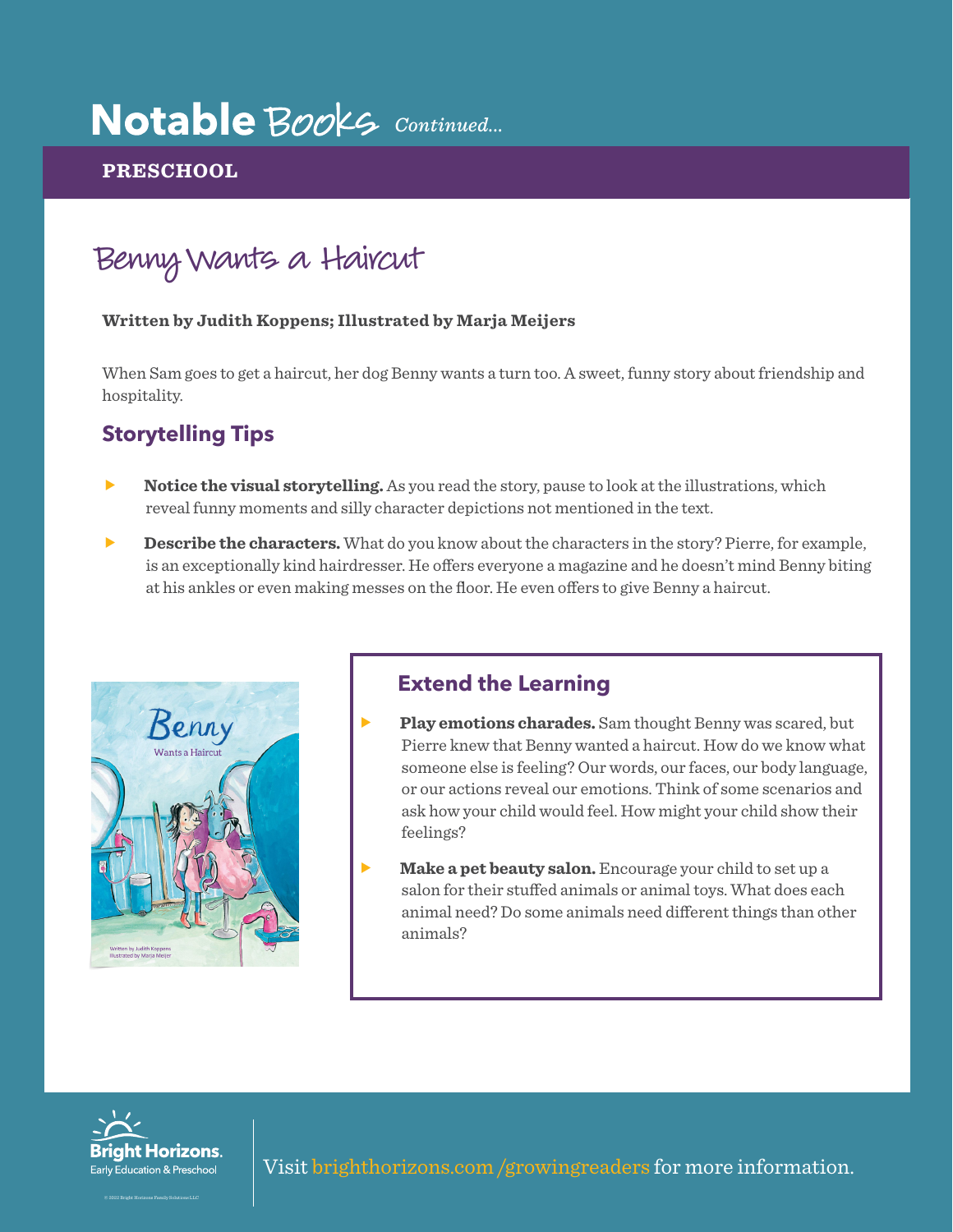# Notable Books *Continued...*

## PRESCHOOL

## Benny Wants a Haircut

**Written by Judith Koppens; Illustrated by Marja Meijers**

When Sam goes to get a haircut, her dog Benny wants a turn too. A sweet, funny story about friendship and hospitality.

### Storytelling Tips

- **Notice the visual storytelling.** As you read the story, pause to look at the illustrations, which reveal funny moments and silly character depictions not mentioned in the text.
- **Describe the characters.** What do you know about the characters in the story? Pierre, for example, is an exceptionally kind hairdresser. He offers everyone a magazine and he doesn't mind Benny biting at his ankles or even making messes on the floor. He even offers to give Benny a haircut.

### Extend the Learning

- **Play emotions charades.** Sam thought Benny was scared, but Pierre knew that Benny wanted a haircut. How do we know what someone else is feeling? Our words, our faces, our body language, or our actions reveal our emotions. Think of some scenarios and ask how your child would feel. How might your child show their feelings?
- **Make a pet beauty salon.** Encourage your child to set up a salon for their stuffed animals or animal toys. What does each animal need? Do some animals need different things than other animals?

Bright Horizons. Early Education & Preschool

Visit brighthorizons.com/growingreaders for more information.